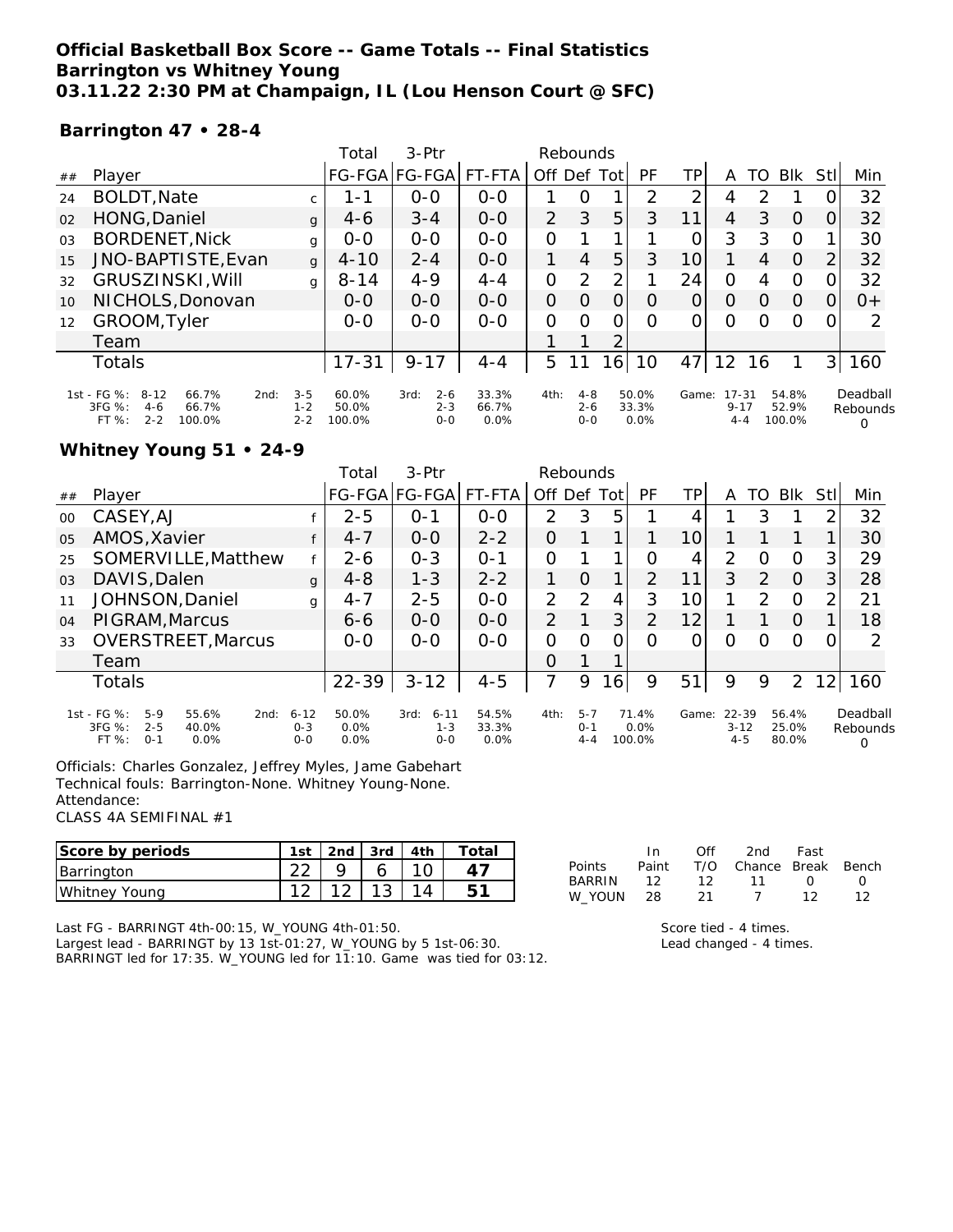# Official Basketball Box Score -- Game Totals -- Final Statistics
## Barrington vs Whitney Young
## 03.11.22 2:30 PM at Champaign, IL (Lou Henson Court @ SFC)

### Barrington 47 • 28-4

| ## | Player | | Total FG-FGA | 3-Ptr FG-FGA | FT-FTA | Rebounds Off | Def | Tot | PF | TP | A | TO | Blk | Stl | Min |
|---|---|---|---|---|---|---|---|---|---|---|---|---|---|---|---|
| 24 | BOLDT,Nate | c | 1-1 | 0-0 | 0-0 | 1 | 0 | 1 | 2 | 2 | 4 | 2 | 1 | 0 | 32 |
| 02 | HONG,Daniel | g | 4-6 | 3-4 | 0-0 | 2 | 3 | 5 | 3 | 11 | 4 | 3 | 0 | 0 | 32 |
| 03 | BORDENET,Nick | g | 0-0 | 0-0 | 0-0 | 0 | 1 | 1 | 1 | 0 | 3 | 3 | 0 | 1 | 30 |
| 15 | JNO-BAPTISTE,Evan | g | 4-10 | 2-4 | 0-0 | 1 | 4 | 5 | 3 | 10 | 1 | 4 | 0 | 2 | 32 |
| 32 | GRUSZINSKI,Will | g | 8-14 | 4-9 | 4-4 | 0 | 2 | 2 | 1 | 24 | 0 | 4 | 0 | 0 | 32 |
| 10 | NICHOLS,Donovan | | 0-0 | 0-0 | 0-0 | 0 | 0 | 0 | 0 | 0 | 0 | 0 | 0 | 0 | 0+ |
| 12 | GROOM,Tyler | | 0-0 | 0-0 | 0-0 | 0 | 0 | 0 | 0 | 0 | 0 | 0 | 0 | 0 | 2 |
| | Team | | | | | 1 | 1 | 2 | | | | | | | |
| | Totals | | 17-31 | 9-17 | 4-4 | 5 | 11 | 16 | 10 | 47 | 12 | 16 | 1 | 3 | 160 |

| | | | | |
|---|---|---|---|---|
| 1st - FG %: 8-12 66.7% | 2nd: 3-5 60.0% | 3rd: 2-6 33.3% | 4th: 4-8 50.0% | Game: 17-31 54.8% |
| 3FG %: 4-6 66.7% | 1-2 50.0% | 2-3 66.7% | 2-6 33.3% | 9-17 52.9% |
| FT %: 2-2 100.0% | 2-2 100.0% | 0-0 0.0% | 0-0 0.0% | 4-4 100.0% |

Deadball Rebounds 0

### Whitney Young 51 • 24-9

| ## | Player | | Total FG-FGA | 3-Ptr FG-FGA | FT-FTA | Rebounds Off | Def | Tot | PF | TP | A | TO | Blk | Stl | Min |
|---|---|---|---|---|---|---|---|---|---|---|---|---|---|---|---|
| 00 | CASEY,AJ | f | 2-5 | 0-1 | 0-0 | 2 | 3 | 5 | 1 | 4 | 1 | 3 | 1 | 2 | 32 |
| 05 | AMOS,Xavier | f | 4-7 | 0-0 | 2-2 | 0 | 1 | 1 | 1 | 10 | 1 | 1 | 1 | 1 | 30 |
| 25 | SOMERVILLE,Matthew | f | 2-6 | 0-3 | 0-1 | 0 | 1 | 1 | 0 | 4 | 2 | 0 | 0 | 3 | 29 |
| 03 | DAVIS,Dalen | g | 4-8 | 1-3 | 2-2 | 1 | 0 | 1 | 2 | 11 | 3 | 2 | 0 | 3 | 28 |
| 11 | JOHNSON,Daniel | g | 4-7 | 2-5 | 0-0 | 2 | 2 | 4 | 3 | 10 | 1 | 2 | 0 | 2 | 21 |
| 04 | PIGRAM,Marcus | | 6-6 | 0-0 | 0-0 | 2 | 1 | 3 | 2 | 12 | 1 | 1 | 0 | 1 | 18 |
| 33 | OVERSTREET,Marcus | | 0-0 | 0-0 | 0-0 | 0 | 0 | 0 | 0 | 0 | 0 | 0 | 0 | 0 | 2 |
| | Team | | | | | 0 | 1 | 1 | | | | | | | |
| | Totals | | 22-39 | 3-12 | 4-5 | 7 | 9 | 16 | 9 | 51 | 9 | 9 | 2 | 12 | 160 |

| | | | | |
|---|---|---|---|---|
| 1st - FG %: 5-9 55.6% | 2nd: 6-12 50.0% | 3rd: 6-11 54.5% | 4th: 5-7 71.4% | Game: 22-39 56.4% |
| 3FG %: 2-5 40.0% | 0-3 0.0% | 1-3 33.3% | 0-1 0.0% | 3-12 25.0% |
| FT %: 0-1 0.0% | 0-0 0.0% | 0-0 0.0% | 4-4 100.0% | 4-5 80.0% |

Deadball Rebounds 0

Officials: Charles Gonzalez, Jeffrey Myles, Jame Gabehart
Technical fouls: Barrington-None. Whitney Young-None.
Attendance:
CLASS 4A SEMIFINAL #1

| Score by periods | 1st | 2nd | 3rd | 4th | Total |
|---|---|---|---|---|---|
| Barrington | 22 | 9 | 6 | 10 | 47 |
| Whitney Young | 12 | 12 | 13 | 14 | 51 |

| Points | In Paint | Off T/O | 2nd Chance | Fast Break | Bench |
|---|---|---|---|---|---|
| BARRIN | 12 | 12 | 11 | 0 | 0 |
| W_YOUN | 28 | 21 | 7 | 12 | 12 |

Last FG - BARRINGT 4th-00:15, W_YOUNG 4th-01:50.
Largest lead - BARRINGT by 13 1st-01:27, W_YOUNG by 5 1st-06:30.
BARRINGT led for 17:35. W_YOUNG led for 11:10. Game was tied for 03:12.

Score tied - 4 times.
Lead changed - 4 times.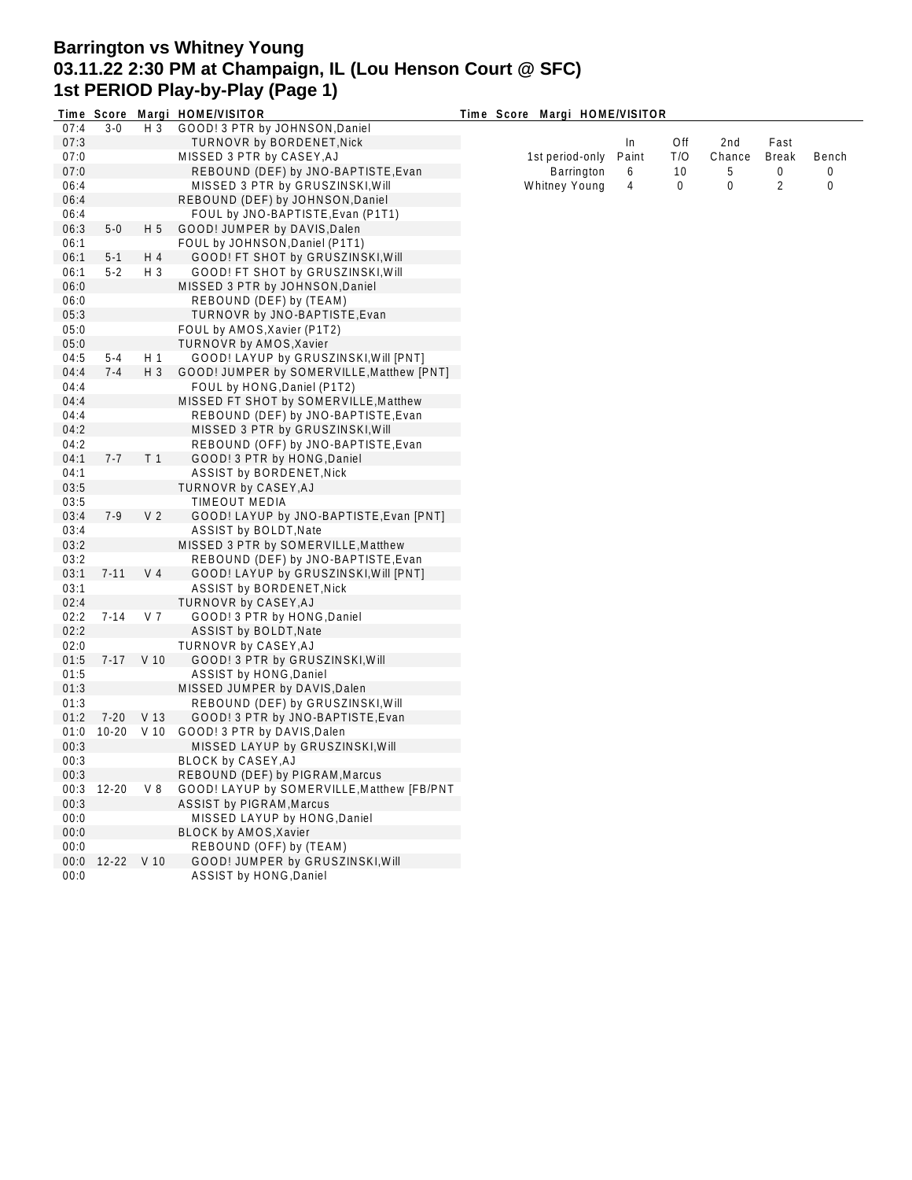# Barrington vs Whitney Young
## 03.11.22 2:30 PM at Champaign, IL (Lou Henson Court @ SFC)
## 1st PERIOD Play-by-Play (Page 1)

| Time | Score | Margi | HOME/VISITOR |
|---|---|---|---|
| 07:4 | 3-0 | H 3 | GOOD! 3 PTR by JOHNSON,Daniel |
| 07:3 | | | TURNOVR by BORDENET,Nick |
| 07:0 | | | MISSED 3 PTR by CASEY,AJ |
| 07:0 | | | REBOUND (DEF) by JNO-BAPTISTE,Evan |
| 06:4 | | | MISSED 3 PTR by GRUSZINSKI,Will |
| 06:4 | | | REBOUND (DEF) by JOHNSON,Daniel |
| 06:4 | | | FOUL by JNO-BAPTISTE,Evan (P1T1) |
| 06:3 | 5-0 | H 5 | GOOD! JUMPER by DAVIS,Dalen |
| 06:1 | | | FOUL by JOHNSON,Daniel (P1T1) |
| 06:1 | 5-1 | H 4 | GOOD! FT SHOT by GRUSZINSKI,Will |
| 06:1 | 5-2 | H 3 | GOOD! FT SHOT by GRUSZINSKI,Will |
| 06:0 | | | MISSED 3 PTR by JOHNSON,Daniel |
| 06:0 | | | REBOUND (DEF) by (TEAM) |
| 05:3 | | | TURNOVR by JNO-BAPTISTE,Evan |
| 05:0 | | | FOUL by AMOS,Xavier (P1T2) |
| 05:0 | | | TURNOVR by AMOS,Xavier |
| 04:5 | 5-4 | H 1 | GOOD! LAYUP by GRUSZINSKI,Will [PNT] |
| 04:4 | 7-4 | H 3 | GOOD! JUMPER by SOMERVILLE,Matthew [PNT] |
| 04:4 | | | FOUL by HONG,Daniel (P1T2) |
| 04:4 | | | MISSED FT SHOT by SOMERVILLE,Matthew |
| 04:4 | | | REBOUND (DEF) by JNO-BAPTISTE,Evan |
| 04:2 | | | MISSED 3 PTR by GRUSZINSKI,Will |
| 04:2 | | | REBOUND (OFF) by JNO-BAPTISTE,Evan |
| 04:1 | 7-7 | T 1 | GOOD! 3 PTR by HONG,Daniel |
| 04:1 | | | ASSIST by BORDENET,Nick |
| 03:5 | | | TURNOVR by CASEY,AJ |
| 03:5 | | | TIMEOUT MEDIA |
| 03:4 | 7-9 | V 2 | GOOD! LAYUP by JNO-BAPTISTE,Evan [PNT] |
| 03:4 | | | ASSIST by BOLDT,Nate |
| 03:2 | | | MISSED 3 PTR by SOMERVILLE,Matthew |
| 03:2 | | | REBOUND (DEF) by JNO-BAPTISTE,Evan |
| 03:1 | 7-11 | V 4 | GOOD! LAYUP by GRUSZINSKI,Will [PNT] |
| 03:1 | | | ASSIST by BORDENET,Nick |
| 02:4 | | | TURNOVR by CASEY,AJ |
| 02:2 | 7-14 | V 7 | GOOD! 3 PTR by HONG,Daniel |
| 02:2 | | | ASSIST by BOLDT,Nate |
| 02:0 | | | TURNOVR by CASEY,AJ |
| 01:5 | 7-17 | V 10 | GOOD! 3 PTR by GRUSZINSKI,Will |
| 01:5 | | | ASSIST by HONG,Daniel |
| 01:3 | | | MISSED JUMPER by DAVIS,Dalen |
| 01:3 | | | REBOUND (DEF) by GRUSZINSKI,Will |
| 01:2 | 7-20 | V 13 | GOOD! 3 PTR by JNO-BAPTISTE,Evan |
| 01:0 | 10-20 | V 10 | GOOD! 3 PTR by DAVIS,Dalen |
| 00:3 | | | MISSED LAYUP by GRUSZINSKI,Will |
| 00:3 | | | BLOCK by CASEY,AJ |
| 00:3 | | | REBOUND (DEF) by PIGRAM,Marcus |
| 00:3 | 12-20 | V 8 | GOOD! LAYUP by SOMERVILLE,Matthew [FB/PNT |
| 00:3 | | | ASSIST by PIGRAM,Marcus |
| 00:0 | | | MISSED LAYUP by HONG,Daniel |
| 00:0 | | | BLOCK by AMOS,Xavier |
| 00:0 | | | REBOUND (OFF) by (TEAM) |
| 00:0 | 12-22 | V 10 | GOOD! JUMPER by GRUSZINSKI,Will |
| 00:0 | | | ASSIST by HONG,Daniel |

| 1st period-only | In Paint | Off T/O | 2nd Chance | Fast Break | Bench |
|---|---|---|---|---|---|
| Barrington | 6 | 10 | 5 | 0 | 0 |
| Whitney Young | 4 | 0 | 0 | 2 | 0 |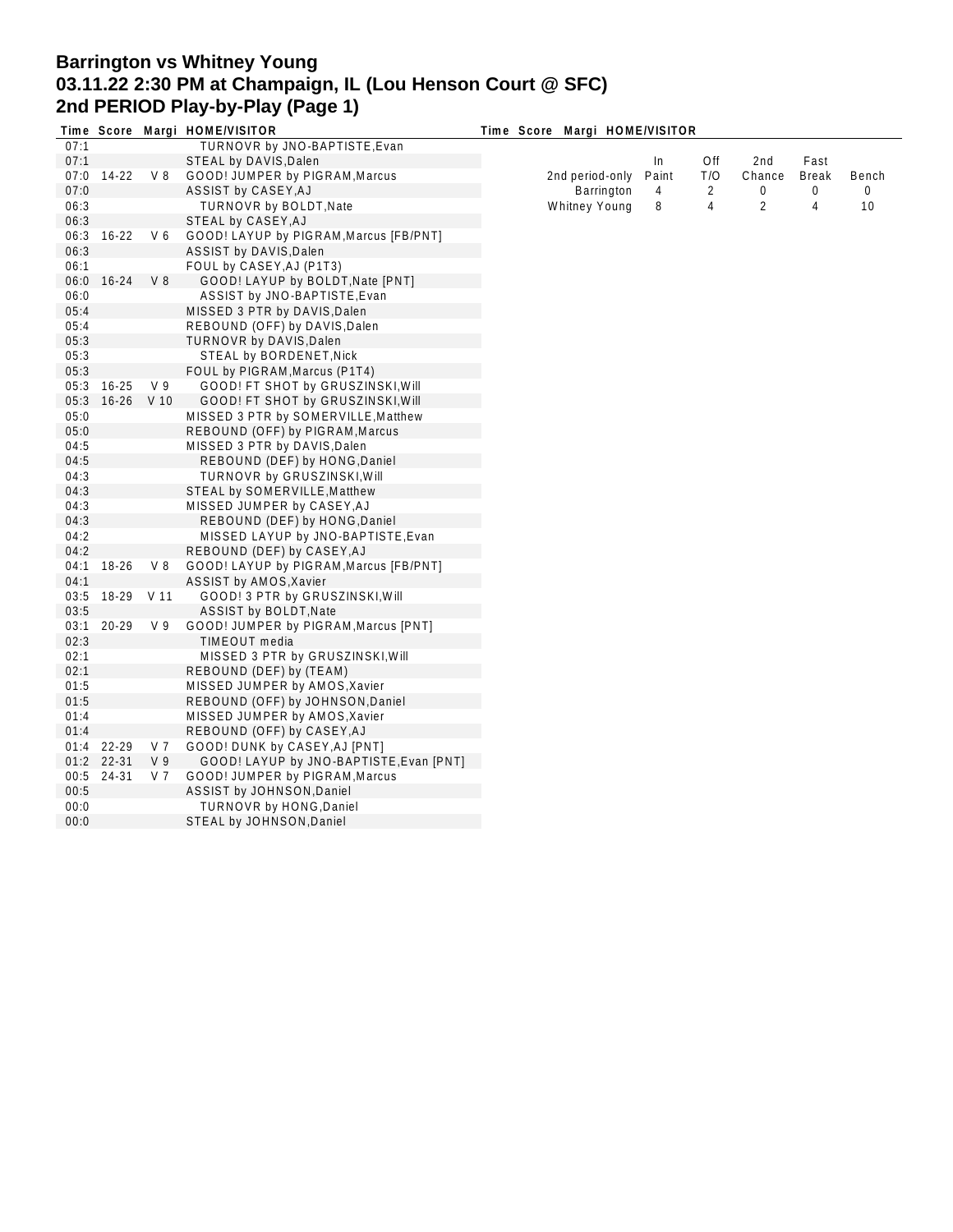# Barrington vs Whitney Young
## 03.11.22 2:30 PM at Champaign, IL (Lou Henson Court @ SFC)
## 2nd PERIOD Play-by-Play (Page 1)

| Time | Score | Margi | HOME/VISITOR |
|---|---|---|---|
| 07:1 | | | TURNOVR by JNO-BAPTISTE,Evan |
| 07:1 | | | STEAL by DAVIS,Dalen |
| 07:0 | 14-22 | V 8 | GOOD! JUMPER by PIGRAM,Marcus |
| 07:0 | | | ASSIST by CASEY,AJ |
| 06:3 | | | TURNOVR by BOLDT,Nate |
| 06:3 | | | STEAL by CASEY,AJ |
| 06:3 | 16-22 | V 6 | GOOD! LAYUP by PIGRAM,Marcus [FB/PNT] |
| 06:3 | | | ASSIST by DAVIS,Dalen |
| 06:1 | | | FOUL by CASEY,AJ (P1T3) |
| 06:0 | 16-24 | V 8 | GOOD! LAYUP by BOLDT,Nate [PNT] |
| 06:0 | | | ASSIST by JNO-BAPTISTE,Evan |
| 05:4 | | | MISSED 3 PTR by DAVIS,Dalen |
| 05:4 | | | REBOUND (OFF) by DAVIS,Dalen |
| 05:3 | | | TURNOVR by DAVIS,Dalen |
| 05:3 | | | STEAL by BORDENET,Nick |
| 05:3 | | | FOUL by PIGRAM,Marcus (P1T4) |
| 05:3 | 16-25 | V 9 | GOOD! FT SHOT by GRUSZINSKI,Will |
| 05:3 | 16-26 | V 10 | GOOD! FT SHOT by GRUSZINSKI,Will |
| 05:0 | | | MISSED 3 PTR by SOMERVILLE,Matthew |
| 05:0 | | | REBOUND (OFF) by PIGRAM,Marcus |
| 04:5 | | | MISSED 3 PTR by DAVIS,Dalen |
| 04:5 | | | REBOUND (DEF) by HONG,Daniel |
| 04:3 | | | TURNOVR by GRUSZINSKI,Will |
| 04:3 | | | STEAL by SOMERVILLE,Matthew |
| 04:3 | | | MISSED JUMPER by CASEY,AJ |
| 04:3 | | | REBOUND (DEF) by HONG,Daniel |
| 04:2 | | | MISSED LAYUP by JNO-BAPTISTE,Evan |
| 04:2 | | | REBOUND (DEF) by CASEY,AJ |
| 04:1 | 18-26 | V 8 | GOOD! LAYUP by PIGRAM,Marcus [FB/PNT] |
| 04:1 | | | ASSIST by AMOS,Xavier |
| 03:5 | 18-29 | V 11 | GOOD! 3 PTR by GRUSZINSKI,Will |
| 03:5 | | | ASSIST by BOLDT,Nate |
| 03:1 | 20-29 | V 9 | GOOD! JUMPER by PIGRAM,Marcus [PNT] |
| 02:3 | | | TIMEOUT media |
| 02:1 | | | MISSED 3 PTR by GRUSZINSKI,Will |
| 02:1 | | | REBOUND (DEF) by (TEAM) |
| 01:5 | | | MISSED JUMPER by AMOS,Xavier |
| 01:5 | | | REBOUND (OFF) by JOHNSON,Daniel |
| 01:4 | | | MISSED JUMPER by AMOS,Xavier |
| 01:4 | | | REBOUND (OFF) by CASEY,AJ |
| 01:4 | 22-29 | V 7 | GOOD! DUNK by CASEY,AJ [PNT] |
| 01:2 | 22-31 | V 9 | GOOD! LAYUP by JNO-BAPTISTE,Evan [PNT] |
| 00:5 | 24-31 | V 7 | GOOD! JUMPER by PIGRAM,Marcus |
| 00:5 | | | ASSIST by JOHNSON,Daniel |
| 00:0 | | | TURNOVR by HONG,Daniel |
| 00:0 | | | STEAL by JOHNSON,Daniel |

| 2nd period-only | In Paint | Off T/O | 2nd Chance | Fast Break | Bench |
|---|---|---|---|---|---|
| Barrington | 4 | 2 | 0 | 0 | 0 |
| Whitney Young | 8 | 4 | 2 | 4 | 10 |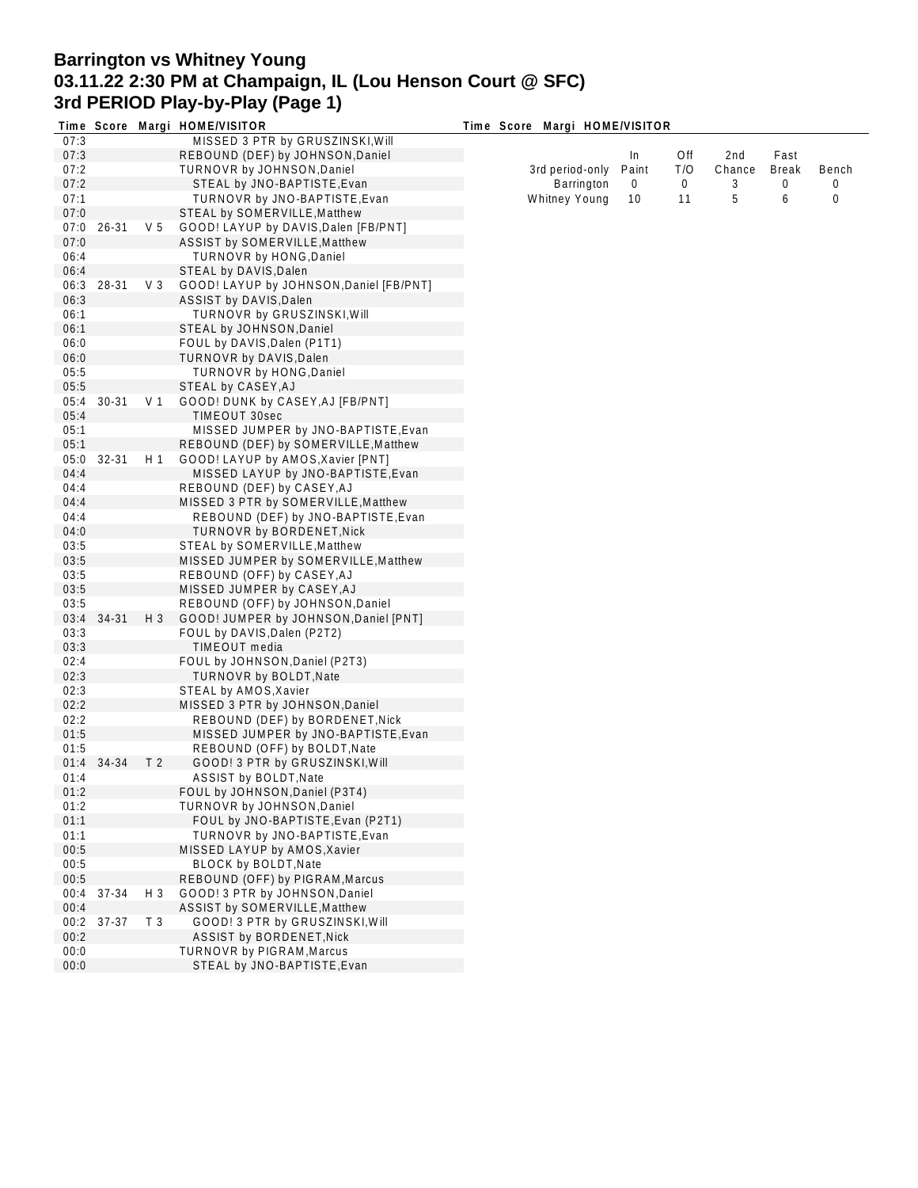# Barrington vs Whitney Young
# 03.11.22 2:30 PM at Champaign, IL (Lou Henson Court @ SFC)
# 3rd PERIOD Play-by-Play (Page 1)

| Time | Score | Margi | HOME/VISITOR |
|---|---|---|---|
| 07:3 | | | MISSED 3 PTR by GRUSZINSKI,Will |
| 07:3 | | | REBOUND (DEF) by JOHNSON,Daniel |
| 07:2 | | | TURNOVR by JOHNSON,Daniel |
| 07:2 | | | STEAL by JNO-BAPTISTE,Evan |
| 07:1 | | | TURNOVR by JNO-BAPTISTE,Evan |
| 07:0 | | | STEAL by SOMERVILLE,Matthew |
| 07:0 | 26-31 | V 5 | GOOD! LAYUP by DAVIS,Dalen [FB/PNT] |
| 07:0 | | | ASSIST by SOMERVILLE,Matthew |
| 06:4 | | | TURNOVR by HONG,Daniel |
| 06:4 | | | STEAL by DAVIS,Dalen |
| 06:3 | 28-31 | V 3 | GOOD! LAYUP by JOHNSON,Daniel [FB/PNT] |
| 06:3 | | | ASSIST by DAVIS,Dalen |
| 06:1 | | | TURNOVR by GRUSZINSKI,Will |
| 06:1 | | | STEAL by JOHNSON,Daniel |
| 06:0 | | | FOUL by DAVIS,Dalen (P1T1) |
| 06:0 | | | TURNOVR by DAVIS,Dalen |
| 05:5 | | | TURNOVR by HONG,Daniel |
| 05:5 | | | STEAL by CASEY,AJ |
| 05:4 | 30-31 | V 1 | GOOD! DUNK by CASEY,AJ [FB/PNT] |
| 05:4 | | | TIMEOUT 30sec |
| 05:1 | | | MISSED JUMPER by JNO-BAPTISTE,Evan |
| 05:1 | | | REBOUND (DEF) by SOMERVILLE,Matthew |
| 05:0 | 32-31 | H 1 | GOOD! LAYUP by AMOS,Xavier [PNT] |
| 04:4 | | | MISSED LAYUP by JNO-BAPTISTE,Evan |
| 04:4 | | | REBOUND (DEF) by CASEY,AJ |
| 04:4 | | | MISSED 3 PTR by SOMERVILLE,Matthew |
| 04:4 | | | REBOUND (DEF) by JNO-BAPTISTE,Evan |
| 04:0 | | | TURNOVR by BORDENET,Nick |
| 03:5 | | | STEAL by SOMERVILLE,Matthew |
| 03:5 | | | MISSED JUMPER by SOMERVILLE,Matthew |
| 03:5 | | | REBOUND (OFF) by CASEY,AJ |
| 03:5 | | | MISSED JUMPER by CASEY,AJ |
| 03:5 | | | REBOUND (OFF) by JOHNSON,Daniel |
| 03:4 | 34-31 | H 3 | GOOD! JUMPER by JOHNSON,Daniel [PNT] |
| 03:3 | | | FOUL by DAVIS,Dalen (P2T2) |
| 03:3 | | | TIMEOUT media |
| 02:4 | | | FOUL by JOHNSON,Daniel (P2T3) |
| 02:3 | | | TURNOVR by BOLDT,Nate |
| 02:3 | | | STEAL by AMOS,Xavier |
| 02:2 | | | MISSED 3 PTR by JOHNSON,Daniel |
| 02:2 | | | REBOUND (DEF) by BORDENET,Nick |
| 01:5 | | | MISSED JUMPER by JNO-BAPTISTE,Evan |
| 01:5 | | | REBOUND (OFF) by BOLDT,Nate |
| 01:4 | 34-34 | T 2 | GOOD! 3 PTR by GRUSZINSKI,Will |
| 01:4 | | | ASSIST by BOLDT,Nate |
| 01:2 | | | FOUL by JOHNSON,Daniel (P3T4) |
| 01:2 | | | TURNOVR by JOHNSON,Daniel |
| 01:1 | | | FOUL by JNO-BAPTISTE,Evan (P2T1) |
| 01:1 | | | TURNOVR by JNO-BAPTISTE,Evan |
| 00:5 | | | MISSED LAYUP by AMOS,Xavier |
| 00:5 | | | BLOCK by BOLDT,Nate |
| 00:5 | | | REBOUND (OFF) by PIGRAM,Marcus |
| 00:4 | 37-34 | H 3 | GOOD! 3 PTR by JOHNSON,Daniel |
| 00:4 | | | ASSIST by SOMERVILLE,Matthew |
| 00:2 | 37-37 | T 3 | GOOD! 3 PTR by GRUSZINSKI,Will |
| 00:2 | | | ASSIST by BORDENET,Nick |
| 00:0 | | | TURNOVR by PIGRAM,Marcus |
| 00:0 | | | STEAL by JNO-BAPTISTE,Evan |

| 3rd period-only | In Paint | Off T/O | 2nd Chance | Fast Break | Bench |
|---|---|---|---|---|---|
| Barrington | 0 | 0 | 3 | 0 | 0 |
| Whitney Young | 10 | 11 | 5 | 6 | 0 |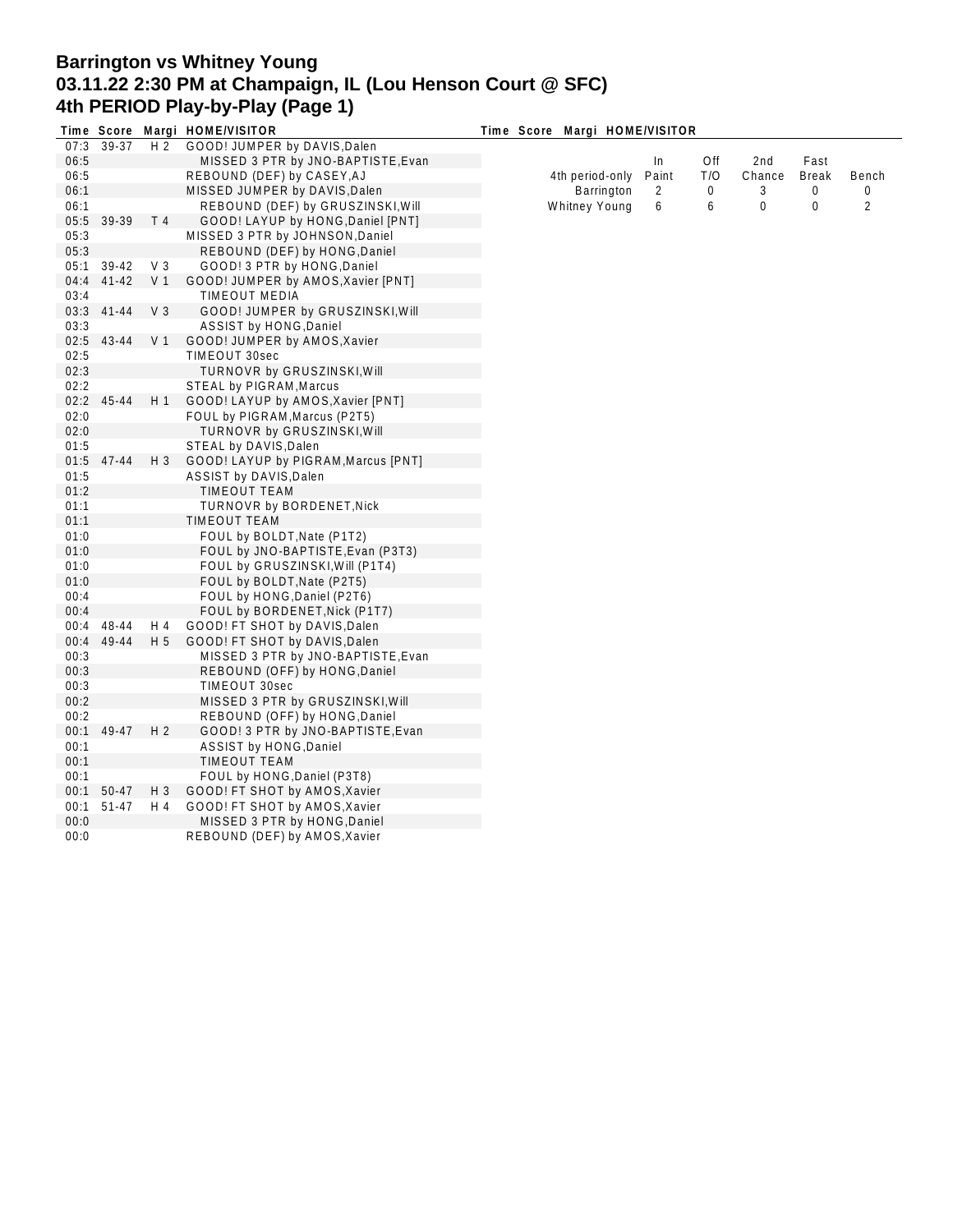# Barrington vs Whitney Young
# 03.11.22 2:30 PM at Champaign, IL (Lou Henson Court @ SFC)
# 4th PERIOD Play-by-Play (Page 1)

| Time | Score | Margi | HOME/VISITOR |
|---|---|---|---|
| 07:3 | 39-37 | H 2 | GOOD! JUMPER by DAVIS,Dalen |
| 06:5 | | | MISSED 3 PTR by JNO-BAPTISTE,Evan |
| 06:5 | | | REBOUND (DEF) by CASEY,AJ |
| 06:1 | | | MISSED JUMPER by DAVIS,Dalen |
| 06:1 | | | REBOUND (DEF) by GRUSZINSKI,Will |
| 05:5 | 39-39 | T 4 | GOOD! LAYUP by HONG,Daniel [PNT] |
| 05:3 | | | MISSED 3 PTR by JOHNSON,Daniel |
| 05:3 | | | REBOUND (DEF) by HONG,Daniel |
| 05:1 | 39-42 | V 3 | GOOD! 3 PTR by HONG,Daniel |
| 04:4 | 41-42 | V 1 | GOOD! JUMPER by AMOS,Xavier [PNT] |
| 03:4 | | | TIMEOUT MEDIA |
| 03:3 | 41-44 | V 3 | GOOD! JUMPER by GRUSZINSKI,Will |
| 03:3 | | | ASSIST by HONG,Daniel |
| 02:5 | 43-44 | V 1 | GOOD! JUMPER by AMOS,Xavier |
| 02:5 | | | TIMEOUT 30sec |
| 02:3 | | | TURNOVR by GRUSZINSKI,Will |
| 02:2 | | | STEAL by PIGRAM,Marcus |
| 02:2 | 45-44 | H 1 | GOOD! LAYUP by AMOS,Xavier [PNT] |
| 02:0 | | | FOUL by PIGRAM,Marcus (P2T5) |
| 02:0 | | | TURNOVR by GRUSZINSKI,Will |
| 01:5 | | | STEAL by DAVIS,Dalen |
| 01:5 | 47-44 | H 3 | GOOD! LAYUP by PIGRAM,Marcus [PNT] |
| 01:5 | | | ASSIST by DAVIS,Dalen |
| 01:2 | | | TIMEOUT TEAM |
| 01:1 | | | TURNOVR by BORDENET,Nick |
| 01:1 | | | TIMEOUT TEAM |
| 01:0 | | | FOUL by BOLDT,Nate (P1T2) |
| 01:0 | | | FOUL by JNO-BAPTISTE,Evan (P3T3) |
| 01:0 | | | FOUL by GRUSZINSKI,Will (P1T4) |
| 01:0 | | | FOUL by BOLDT,Nate (P2T5) |
| 00:4 | | | FOUL by HONG,Daniel (P2T6) |
| 00:4 | | | FOUL by BORDENET,Nick (P1T7) |
| 00:4 | 48-44 | H 4 | GOOD! FT SHOT by DAVIS,Dalen |
| 00:4 | 49-44 | H 5 | GOOD! FT SHOT by DAVIS,Dalen |
| 00:3 | | | MISSED 3 PTR by JNO-BAPTISTE,Evan |
| 00:3 | | | REBOUND (OFF) by HONG,Daniel |
| 00:3 | | | TIMEOUT 30sec |
| 00:2 | | | MISSED 3 PTR by GRUSZINSKI,Will |
| 00:2 | | | REBOUND (OFF) by HONG,Daniel |
| 00:1 | 49-47 | H 2 | GOOD! 3 PTR by JNO-BAPTISTE,Evan |
| 00:1 | | | ASSIST by HONG,Daniel |
| 00:1 | | | TIMEOUT TEAM |
| 00:1 | | | FOUL by HONG,Daniel (P3T8) |
| 00:1 | 50-47 | H 3 | GOOD! FT SHOT by AMOS,Xavier |
| 00:1 | 51-47 | H 4 | GOOD! FT SHOT by AMOS,Xavier |
| 00:0 | | | MISSED 3 PTR by HONG,Daniel |
| 00:0 | | | REBOUND (DEF) by AMOS,Xavier |

| 4th period-only | In Paint | Off T/O | 2nd Chance | Fast Break | Bench |
|---|---|---|---|---|---|
| Barrington | 2 | 0 | 3 | 0 | 0 |
| Whitney Young | 6 | 6 | 0 | 0 | 2 |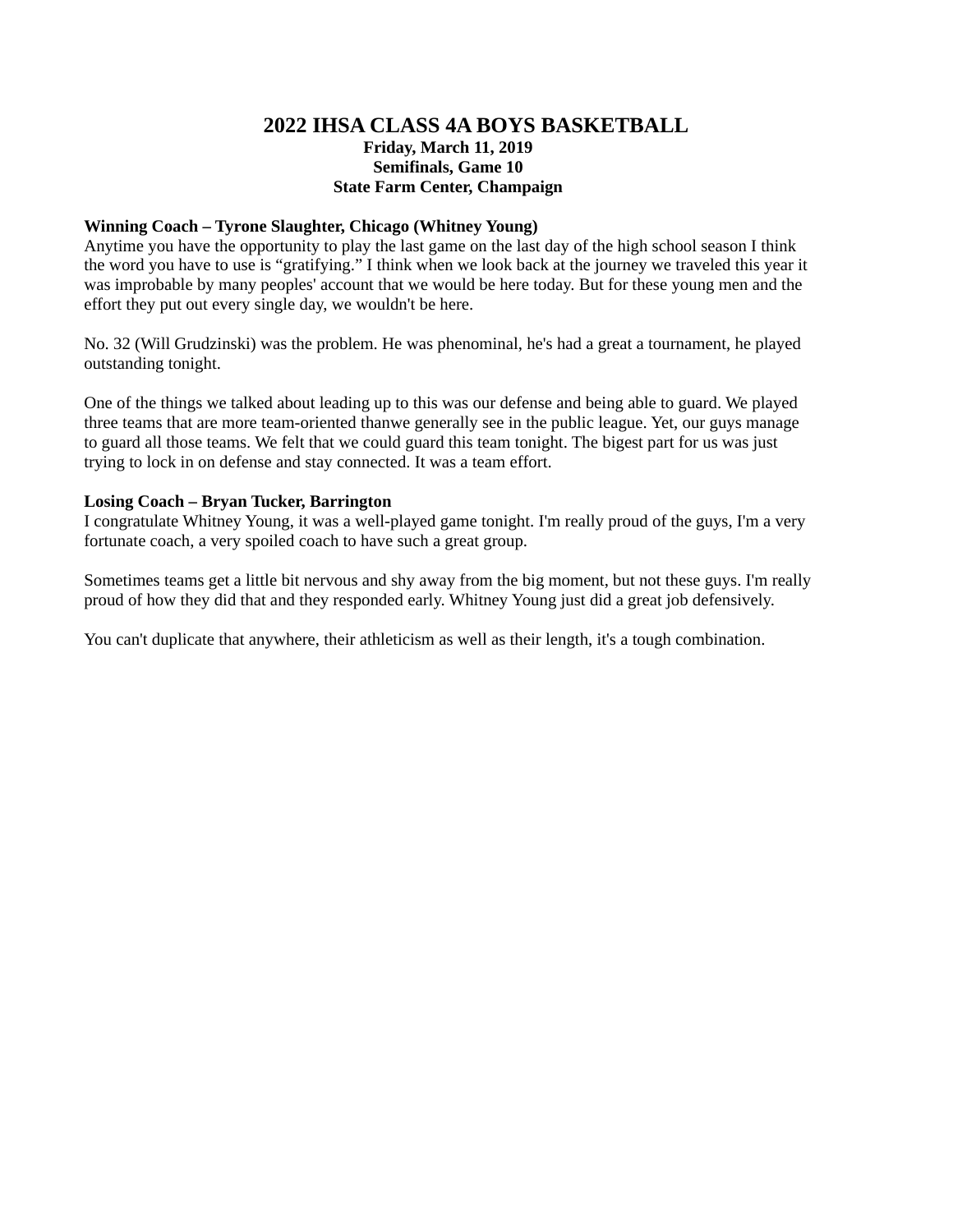# 2022 IHSA CLASS 4A BOYS BASKETBALL

**Friday, March 11, 2019**
**Semifinals, Game 10**
**State Farm Center, Champaign**

**Winning Coach – Tyrone Slaughter, Chicago (Whitney Young)**
Anytime you have the opportunity to play the last game on the last day of the high school season I think the word you have to use is "gratifying." I think when we look back at the journey we traveled this year it was improbable by many peoples' account that we would be here today. But for these young men and the effort they put out every single day, we wouldn't be here.

No. 32 (Will Grudzinski) was the problem. He was phenominal, he's had a great a tournament, he played outstanding tonight.

One of the things we talked about leading up to this was our defense and being able to guard. We played three teams that are more team-oriented thanwe generally see in the public league. Yet, our guys manage to guard all those teams. We felt that we could guard this team tonight. The bigest part for us was just trying to lock in on defense and stay connected. It was a team effort.

**Losing Coach – Bryan Tucker, Barrington**
I congratulate Whitney Young, it was a well-played game tonight. I'm really proud of the guys, I'm a very fortunate coach, a very spoiled coach to have such a great group.

Sometimes teams get a little bit nervous and shy away from the big moment, but not these guys. I'm really proud of how they did that and they responded early. Whitney Young just did a great job defensively.

You can't duplicate that anywhere, their athleticism as well as their length, it's a tough combination.